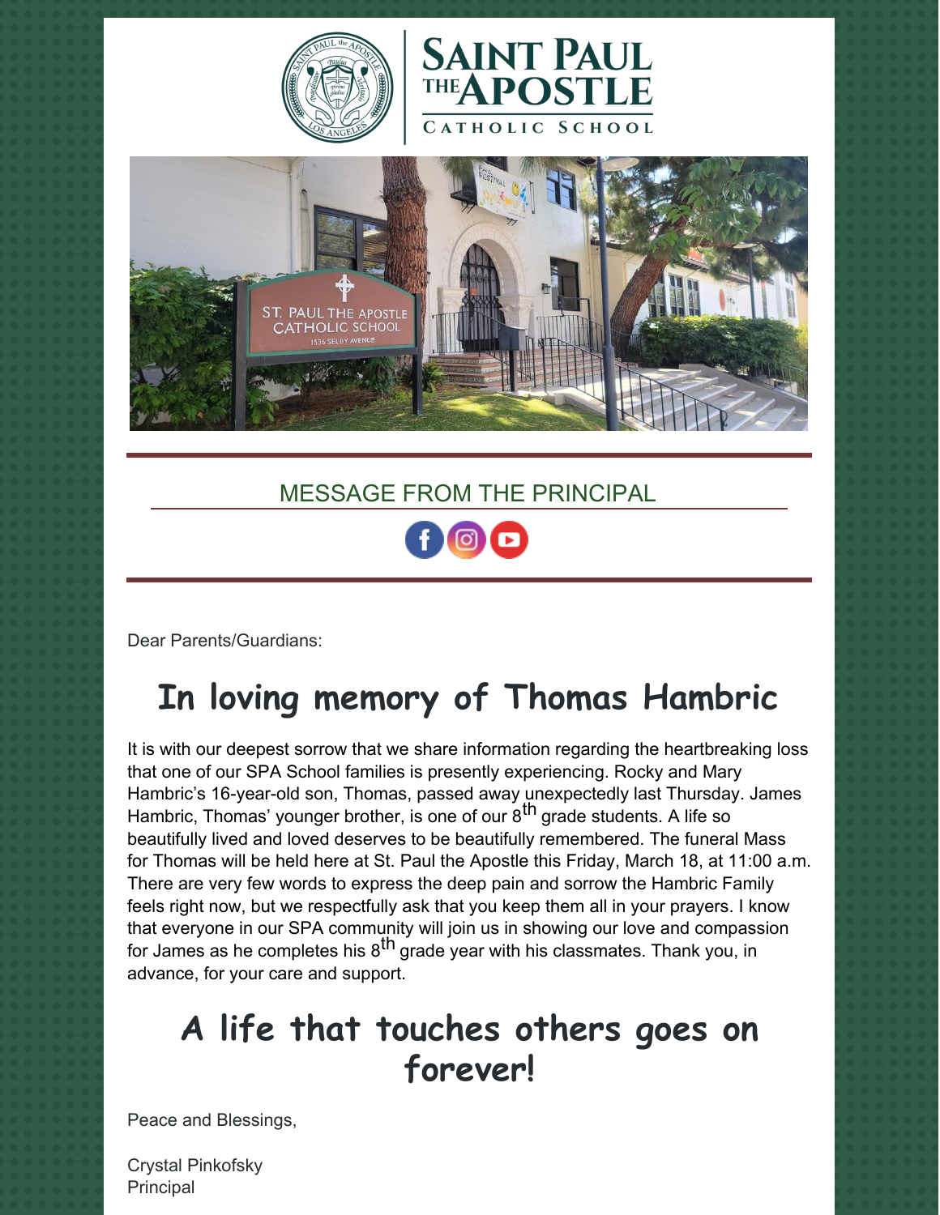# SAINT PAUL THE APOSTLE CATHOLIC SCHOOL

## MESSAGE FROM THE PRINCIPAL

Dear Parents/Guardians:

# In loving memory of Thomas Hambric

It is with our deepest sorrow that we share information regarding the heartbreaking loss that one of our SPA School families is presently experiencing. Rocky and Mary Hambric's 16-year-old son, Thomas, passed away unexpectedly last Thursday. James Hambric, Thomas' younger brother, is one of our 8th grade students. A life so beautifully lived and loved deserves to be beautifully remembered. The funeral Mass for Thomas will be held here at St. Paul the Apostle this Friday, March 18, at 11:00 a.m. There are very few words to express the deep pain and sorrow the Hambric Family feels right now, but we respectfully ask that you keep them all in your prayers. I know that everyone in our SPA community will join us in showing our love and compassion for James as he completes his 8th grade year with his classmates. Thank you, in advance, for your care and support.

# A life that touches others goes on forever!

Peace and Blessings,

Crystal Pinkofsky
Principal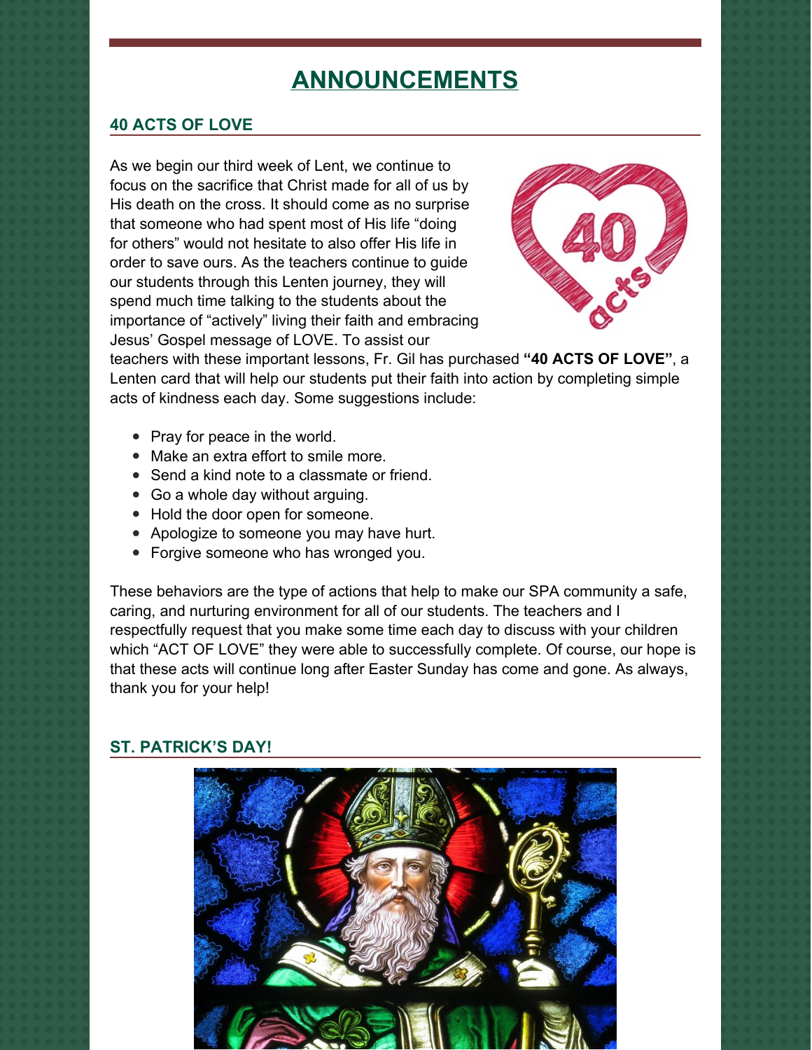# ANNOUNCEMENTS

## 40 ACTS OF LOVE

As we begin our third week of Lent, we continue to focus on the sacrifice that Christ made for all of us by His death on the cross. It should come as no surprise that someone who had spent most of His life "doing for others" would not hesitate to also offer His life in order to save ours. As the teachers continue to guide our students through this Lenten journey, they will spend much time talking to the students about the importance of "actively" living their faith and embracing Jesus' Gospel message of LOVE. To assist our teachers with these important lessons, Fr. Gil has purchased **"40 ACTS OF LOVE"**, a Lenten card that will help our students put their faith into action by completing simple acts of kindness each day. Some suggestions include:

- Pray for peace in the world.
- Make an extra effort to smile more.
- Send a kind note to a classmate or friend.
- Go a whole day without arguing.
- Hold the door open for someone.
- Apologize to someone you may have hurt.
- Forgive someone who has wronged you.

These behaviors are the type of actions that help to make our SPA community a safe, caring, and nurturing environment for all of our students. The teachers and I respectfully request that you make some time each day to discuss with your children which "ACT OF LOVE" they were able to successfully complete. Of course, our hope is that these acts will continue long after Easter Sunday has come and gone. As always, thank you for your help!

## ST. PATRICK'S DAY!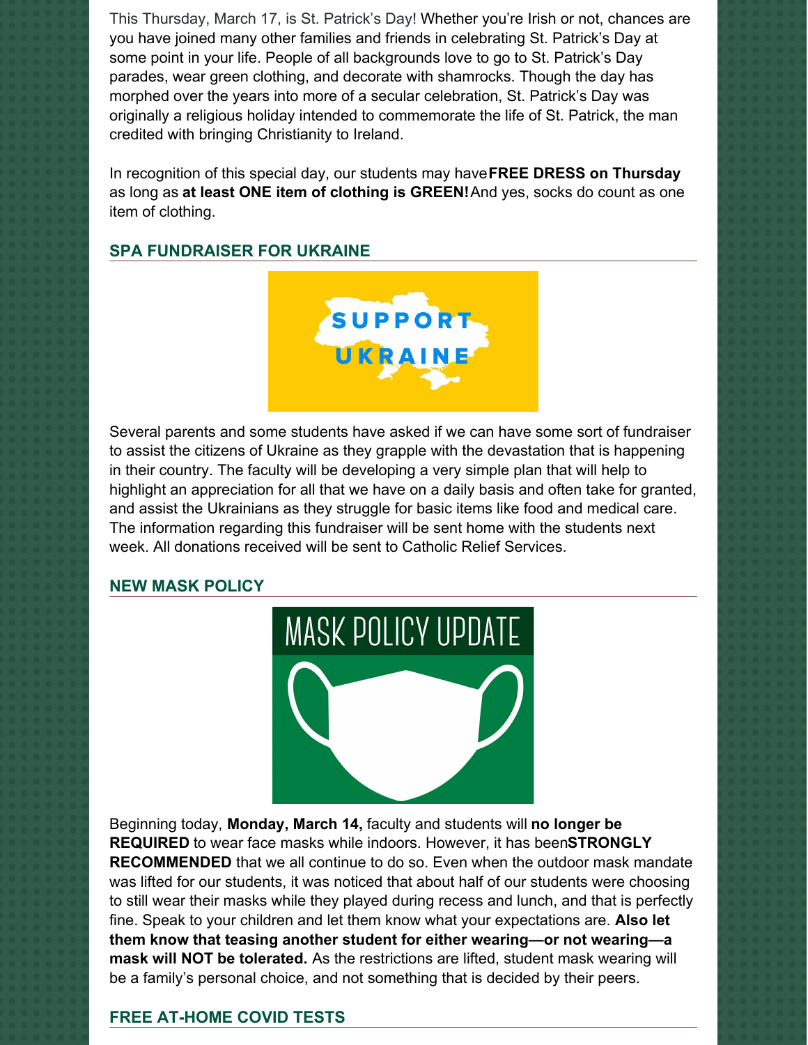This Thursday, March 17, is St. Patrick's Day! Whether you're Irish or not, chances are you have joined many other families and friends in celebrating St. Patrick's Day at some point in your life. People of all backgrounds love to go to St. Patrick's Day parades, wear green clothing, and decorate with shamrocks. Though the day has morphed over the years into more of a secular celebration, St. Patrick's Day was originally a religious holiday intended to commemorate the life of St. Patrick, the man credited with bringing Christianity to Ireland.

In recognition of this special day, our students may have **FREE DRESS on Thursday** as long as **at least ONE item of clothing is GREEN!** And yes, socks do count as one item of clothing.

## SPA FUNDRAISER FOR UKRAINE

Several parents and some students have asked if we can have some sort of fundraiser to assist the citizens of Ukraine as they grapple with the devastation that is happening in their country. The faculty will be developing a very simple plan that will help to highlight an appreciation for all that we have on a daily basis and often take for granted, and assist the Ukrainians as they struggle for basic items like food and medical care. The information regarding this fundraiser will be sent home with the students next week. All donations received will be sent to Catholic Relief Services.

## NEW MASK POLICY

Beginning today, **Monday, March 14,** faculty and students will **no longer be REQUIRED** to wear face masks while indoors. However, it has been **STRONGLY RECOMMENDED** that we all continue to do so. Even when the outdoor mask mandate was lifted for our students, it was noticed that about half of our students were choosing to still wear their masks while they played during recess and lunch, and that is perfectly fine. Speak to your children and let them know what your expectations are. **Also let them know that teasing another student for either wearing—or not wearing—a mask will NOT be tolerated.** As the restrictions are lifted, student mask wearing will be a family's personal choice, and not something that is decided by their peers.

## FREE AT-HOME COVID TESTS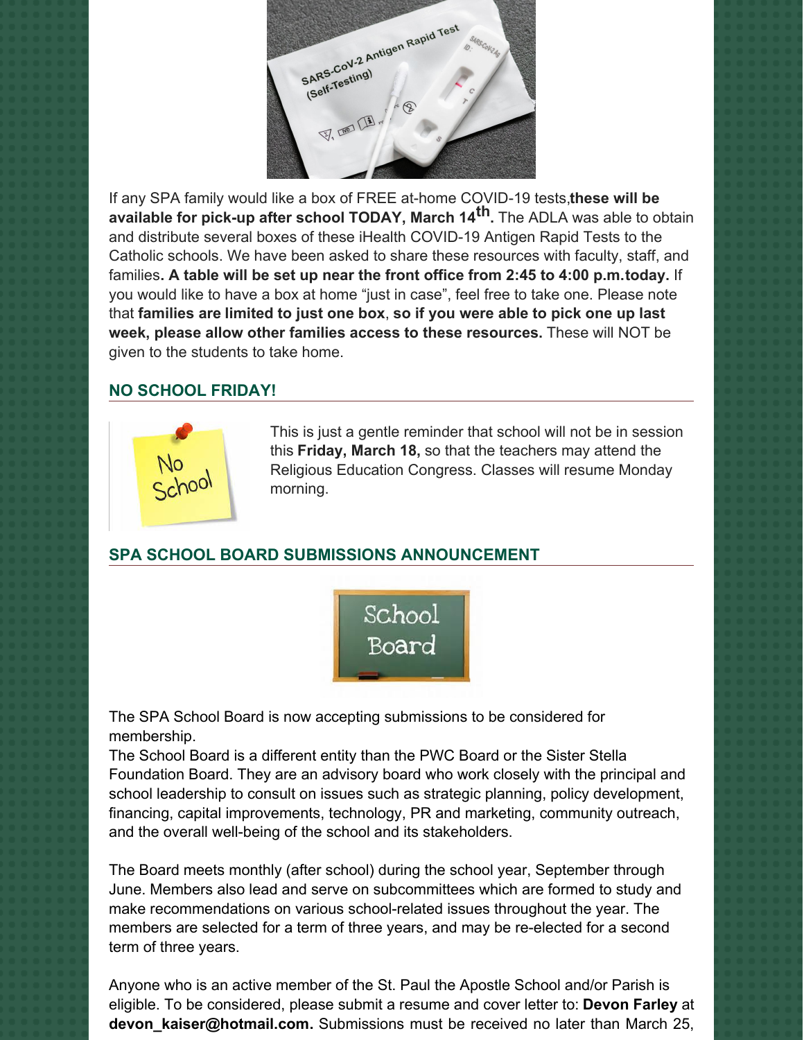If any SPA family would like a box of FREE at-home COVID-19 tests,**these will be available for pick-up after school TODAY, March 14th.** The ADLA was able to obtain and distribute several boxes of these iHealth COVID-19 Antigen Rapid Tests to the Catholic schools. We have been asked to share these resources with faculty, staff, and families**. A table will be set up near the front office from 2:45 to 4:00 p.m.today.** If you would like to have a box at home "just in case", feel free to take one. Please note that **families are limited to just one box**, **so if you were able to pick one up last week, please allow other families access to these resources.** These will NOT be given to the students to take home.

## NO SCHOOL FRIDAY!

This is just a gentle reminder that school will not be in session this **Friday, March 18,** so that the teachers may attend the Religious Education Congress. Classes will resume Monday morning.

## SPA SCHOOL BOARD SUBMISSIONS ANNOUNCEMENT

The SPA School Board is now accepting submissions to be considered for membership.

The School Board is a different entity than the PWC Board or the Sister Stella Foundation Board. They are an advisory board who work closely with the principal and school leadership to consult on issues such as strategic planning, policy development, financing, capital improvements, technology, PR and marketing, community outreach, and the overall well-being of the school and its stakeholders.

The Board meets monthly (after school) during the school year, September through June. Members also lead and serve on subcommittees which are formed to study and make recommendations on various school-related issues throughout the year. The members are selected for a term of three years, and may be re-elected for a second term of three years.

Anyone who is an active member of the St. Paul the Apostle School and/or Parish is eligible. To be considered, please submit a resume and cover letter to: **Devon Farley** at **devon_kaiser@hotmail.com.** Submissions must be received no later than March 25,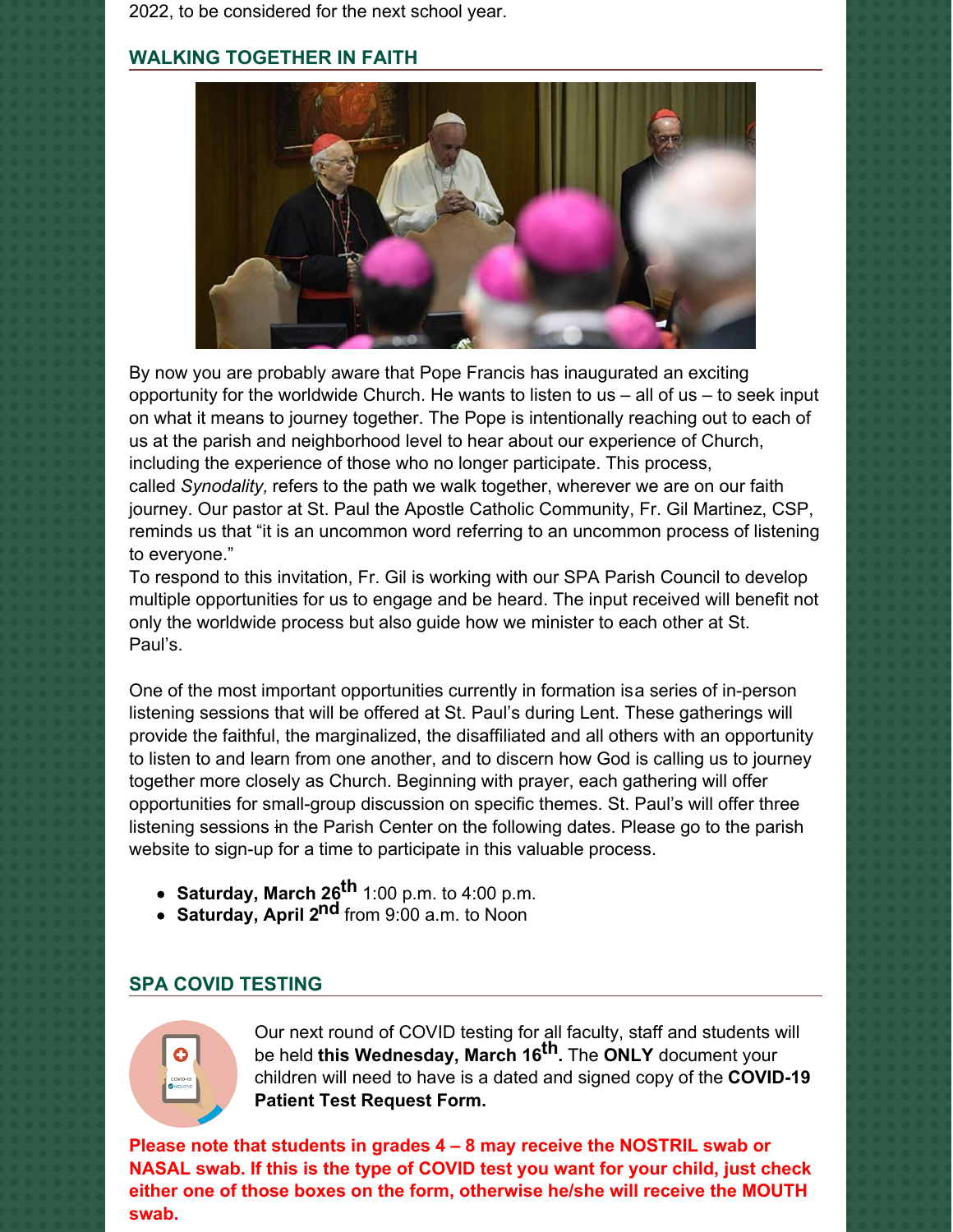2022, to be considered for the next school year.

## WALKING TOGETHER IN FAITH

By now you are probably aware that Pope Francis has inaugurated an exciting opportunity for the worldwide Church. He wants to listen to us – all of us – to seek input on what it means to journey together. The Pope is intentionally reaching out to each of us at the parish and neighborhood level to hear about our experience of Church, including the experience of those who no longer participate. This process, called *Synodality,* refers to the path we walk together, wherever we are on our faith journey. Our pastor at St. Paul the Apostle Catholic Community, Fr. Gil Martinez, CSP, reminds us that "it is an uncommon word referring to an uncommon process of listening to everyone."

To respond to this invitation, Fr. Gil is working with our SPA Parish Council to develop multiple opportunities for us to engage and be heard. The input received will benefit not only the worldwide process but also guide how we minister to each other at St. Paul's.

One of the most important opportunities currently in formation isa series of in-person listening sessions that will be offered at St. Paul's during Lent. These gatherings will provide the faithful, the marginalized, the disaffiliated and all others with an opportunity to listen to and learn from one another, and to discern how God is calling us to journey together more closely as Church. Beginning with prayer, each gathering will offer opportunities for small-group discussion on specific themes. St. Paul's will offer three listening sessions in the Parish Center on the following dates. Please go to the parish website to sign-up for a time to participate in this valuable process.

- **Saturday, March 26th** 1:00 p.m. to 4:00 p.m.
- **Saturday, April 2nd** from 9:00 a.m. to Noon

## SPA COVID TESTING

Our next round of COVID testing for all faculty, staff and students will be held **this Wednesday, March 16th.** The **ONLY** document your children will need to have is a dated and signed copy of the **COVID-19 Patient Test Request Form.**

**Please note that students in grades 4 – 8 may receive the NOSTRIL swab or NASAL swab. If this is the type of COVID test you want for your child, just check either one of those boxes on the form, otherwise he/she will receive the MOUTH swab.**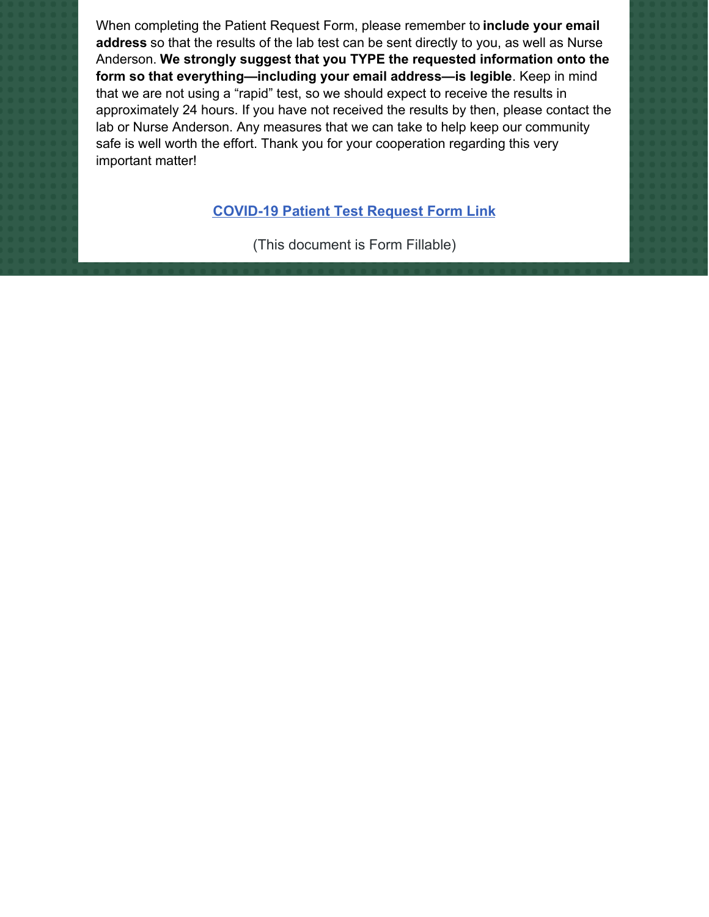When completing the Patient Request Form, please remember to **include your email address** so that the results of the lab test can be sent directly to you, as well as Nurse Anderson. **We strongly suggest that you TYPE the requested information onto the form so that everything—including your email address—is legible**. Keep in mind that we are not using a "rapid" test, so we should expect to receive the results in approximately 24 hours. If you have not received the results by then, please contact the lab or Nurse Anderson. Any measures that we can take to help keep our community safe is well worth the effort. Thank you for your cooperation regarding this very important matter!

**COVID-19 Patient Test Request Form Link**

(This document is Form Fillable)